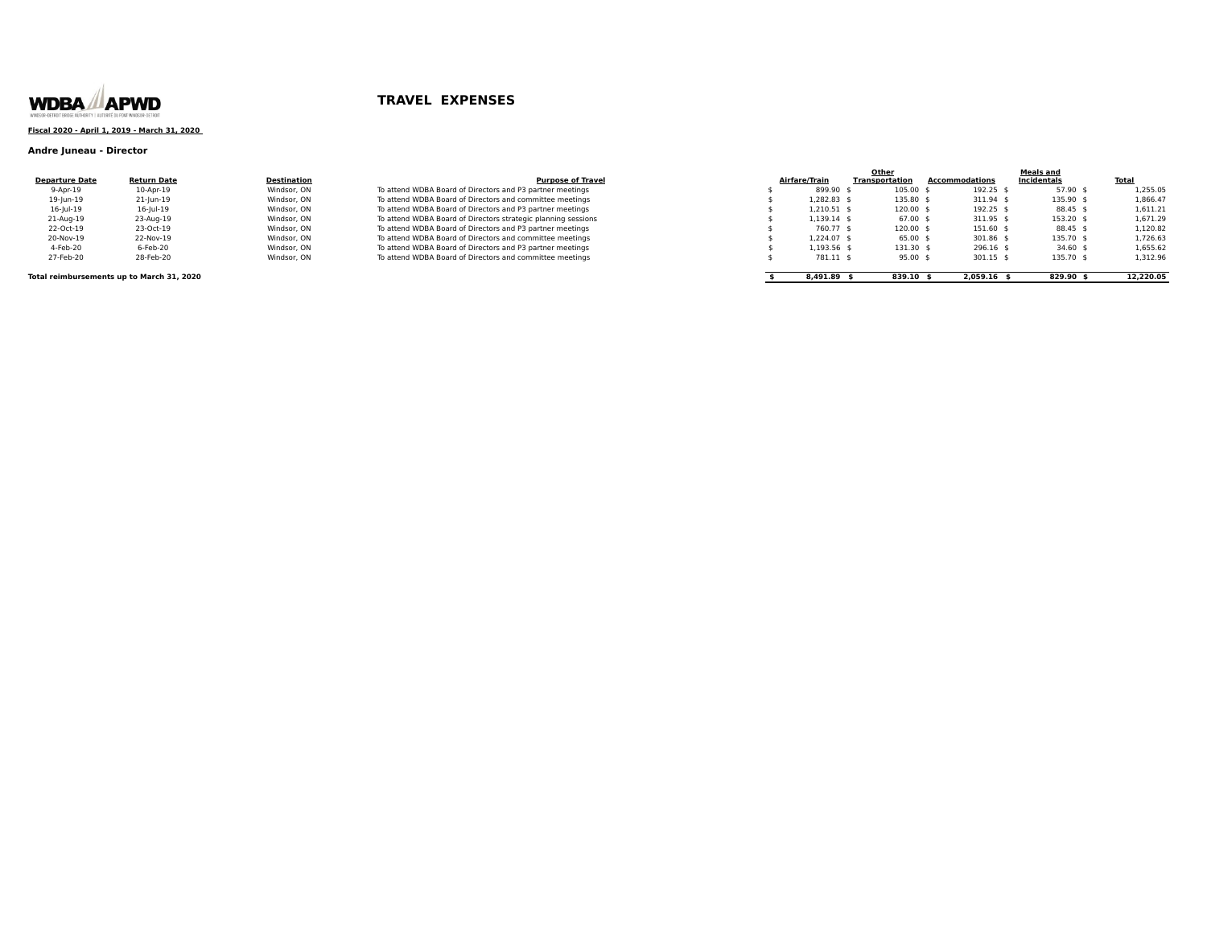WDBA APWD

WINDSOR-DETROIT BRIDGE AUTHORITY | AUTORITÉ DU PONT WINDSOR-DETROIT

# TRAVEL EXPENSES

**Fiscal 2020 - April 1, 2019 - March 31, 2020**

**Andre Juneau - Director**

| Departure Date | Return Date | Destination | Purpose of Travel | Airfare/Train | Other Transportation | Accommodations | Meals and Incidentals | Total |
|---|---|---|---|---|---|---|---|---|
| 9-Apr-19 | 10-Apr-19 | Windsor, ON | To attend WDBA Board of Directors and P3 partner meetings | $ 899.90 | $ 105.00 | $ 192.25 | $ 57.90 | $ 1,255.05 |
| 19-Jun-19 | 21-Jun-19 | Windsor, ON | To attend WDBA Board of Directors and committee meetings | $ 1,282.83 | $ 135.80 | $ 311.94 | $ 135.90 | $ 1,866.47 |
| 16-Jul-19 | 16-Jul-19 | Windsor, ON | To attend WDBA Board of Directors and P3 partner meetings | $ 1,210.51 | $ 120.00 | $ 192.25 | $ 88.45 | $ 1,611.21 |
| 21-Aug-19 | 23-Aug-19 | Windsor, ON | To attend WDBA Board of Directors strategic planning sessions | $ 1,139.14 | $ 67.00 | $ 311.95 | $ 153.20 | $ 1,671.29 |
| 22-Oct-19 | 23-Oct-19 | Windsor, ON | To attend WDBA Board of Directors and P3 partner meetings | $ 760.77 | $ 120.00 | $ 151.60 | $ 88.45 | $ 1,120.82 |
| 20-Nov-19 | 22-Nov-19 | Windsor, ON | To attend WDBA Board of Directors and committee meetings | $ 1,224.07 | $ 65.00 | $ 301.86 | $ 135.70 | $ 1,726.63 |
| 4-Feb-20 | 6-Feb-20 | Windsor, ON | To attend WDBA Board of Directors and P3 partner meetings | $ 1,193.56 | $ 131.30 | $ 296.16 | $ 34.60 | $ 1,655.62 |
| 27-Feb-20 | 28-Feb-20 | Windsor, ON | To attend WDBA Board of Directors and committee meetings | $ 781.11 | $ 95.00 | $ 301.15 | $ 135.70 | $ 1,312.96 |
| **Total reimbursements up to March 31, 2020** | | | | **$ 8,491.89** | **$ 839.10** | **$ 2,059.16** | **$ 829.90** | **$ 12,220.05** |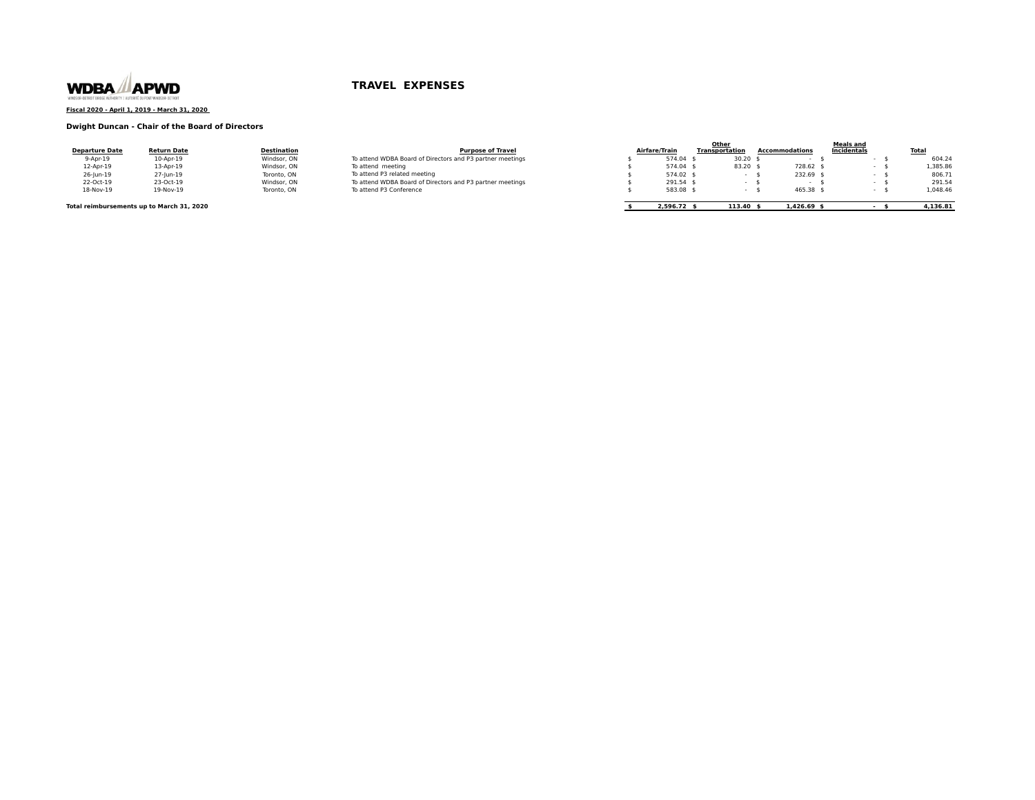WDBA APWD

# TRAVEL EXPENSES

**Fiscal 2020 - April 1, 2019 - March 31, 2020**

**Dwight Duncan - Chair of the Board of Directors**

| Departure Date | Return Date | Destination | Purpose of Travel | Airfare/Train | Other Transportation | Accommodations | Meals and Incidentals | Total |
|---|---|---|---|---|---|---|---|---|
| 9-Apr-19 | 10-Apr-19 | Windsor, ON | To attend WDBA Board of Directors and P3 partner meetings | $ 574.04 | $ 30.20 | $ - | $ - | $ 604.24 |
| 12-Apr-19 | 13-Apr-19 | Windsor, ON | To attend meeting | $ 574.04 | $ 83.20 | $ 728.62 | $ - | $ 1,385.86 |
| 26-Jun-19 | 27-Jun-19 | Toronto, ON | To attend P3 related meeting | $ 574.02 | $ - | $ 232.69 | $ - | $ 806.71 |
| 22-Oct-19 | 23-Oct-19 | Windsor, ON | To attend WDBA Board of Directors and P3 partner meetings | $ 291.54 | $ - | $ - | $ - | $ 291.54 |
| 18-Nov-19 | 19-Nov-19 | Toronto, ON | To attend P3 Conference | $ 583.08 | $ - | $ 465.38 | $ - | $ 1,048.46 |
| **Total reimbursements up to March 31, 2020** | | | | **$ 2,596.72** | **$ 113.40** | **$ 1,426.69** | **$ -** | **$ 4,136.81** |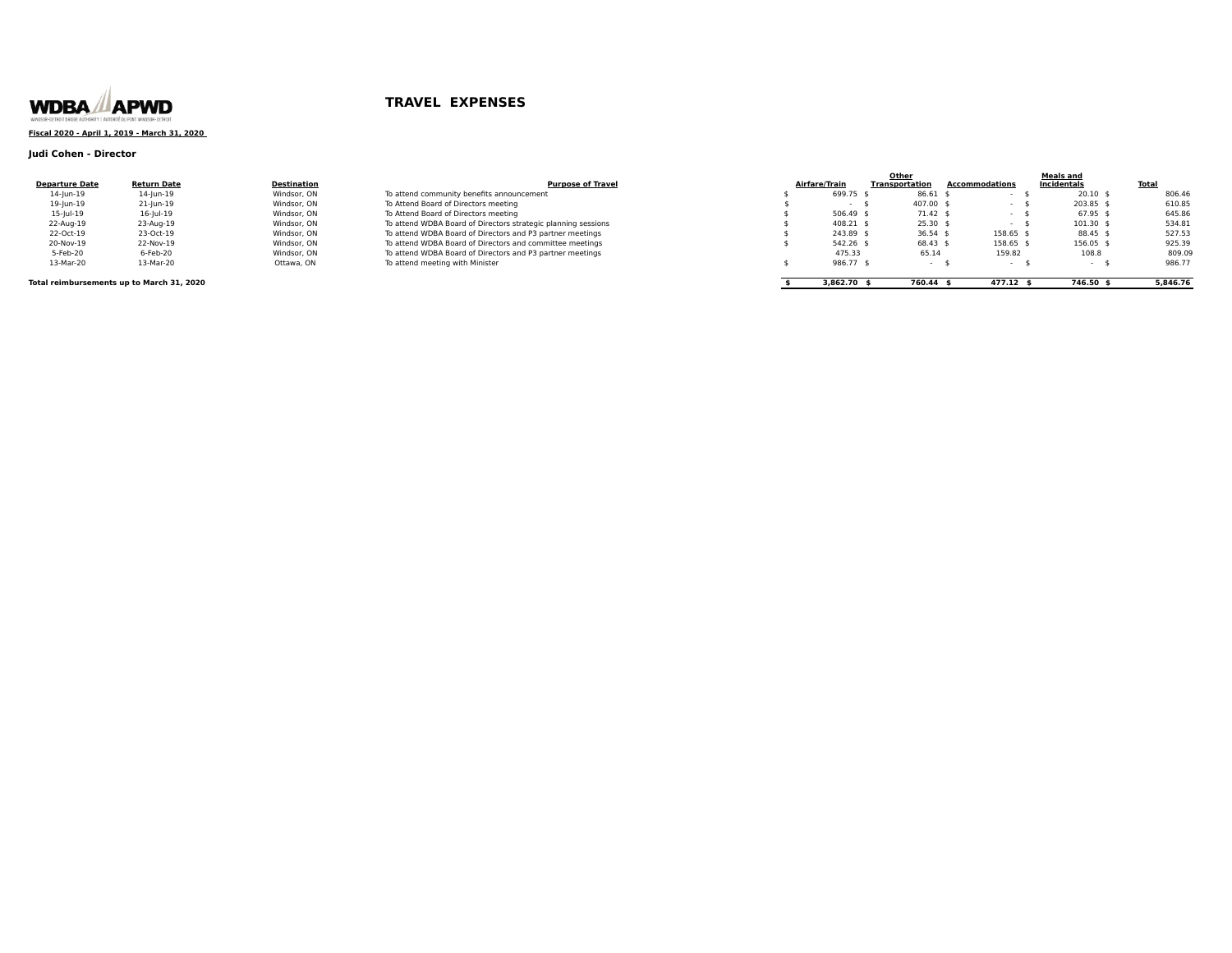WDBA APWD

WINDSOR-DETROIT BRIDGE AUTHORITY | AUTORITÉ DU PONT WINDSOR-DÉTROIT

# TRAVEL EXPENSES

**Fiscal 2020 - April 1, 2019 - March 31, 2020**

**Judi Cohen - Director**

| Departure Date | Return Date | Destination | Purpose of Travel | Airfare/Train | Other Transportation | Accommodations | Meals and Incidentals | Total |
|---|---|---|---|---|---|---|---|---|
| 14-Jun-19 | 14-Jun-19 | Windsor, ON | To attend community benefits announcement | $ 699.75 | $ 86.61 | $ - | $ 20.10 | $ 806.46 |
| 19-Jun-19 | 21-Jun-19 | Windsor, ON | To Attend Board of Directors meeting | $ - | $ 407.00 | $ - | $ 203.85 | $ 610.85 |
| 15-Jul-19 | 16-Jul-19 | Windsor, ON | To Attend Board of Directors meeting | $ 506.49 | $ 71.42 | $ - | $ 67.95 | $ 645.86 |
| 22-Aug-19 | 23-Aug-19 | Windsor, ON | To attend WDBA Board of Directors strategic planning sessions | $ 408.21 | $ 25.30 | $ - | $ 101.30 | $ 534.81 |
| 22-Oct-19 | 23-Oct-19 | Windsor, ON | To attend WDBA Board of Directors and P3 partner meetings | $ 243.89 | $ 36.54 | $ 158.65 | $ 88.45 | $ 527.53 |
| 20-Nov-19 | 22-Nov-19 | Windsor, ON | To attend WDBA Board of Directors and committee meetings | $ 542.26 | $ 68.43 | $ 158.65 | $ 156.05 | $ 925.39 |
| 5-Feb-20 | 6-Feb-20 | Windsor, ON | To attend WDBA Board of Directors and P3 partner meetings | 475.33 | 65.14 | 159.82 | 108.8 | 809.09 |
| 13-Mar-20 | 13-Mar-20 | Ottawa, ON | To attend meeting with Minister | $ 986.77 | $ - | $ - | $ - | $ 986.77 |
| **Total reimbursements up to March 31, 2020** | | | | **$ 3,862.70** | **$ 760.44** | **$ 477.12** | **$ 746.50** | **$ 5,846.76** |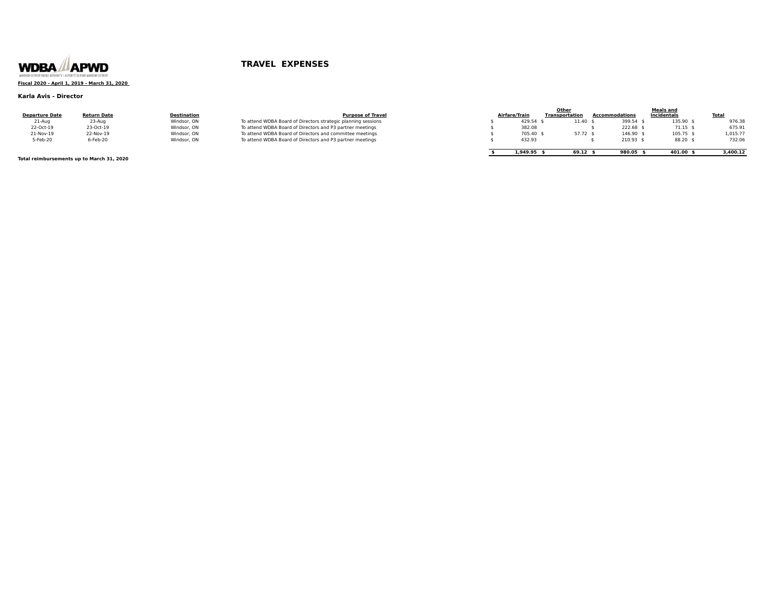WDBA APWD

WINDSOR-DETROIT BRIDGE AUTHORITY | AUTORITÉ DU PONT WINDSOR-DÉTROIT

# TRAVEL EXPENSES

**Fiscal 2020 - April 1, 2019 - March 31, 2020**

**Karla Avis - Director**

| Departure Date | Return Date | Destination | Purpose of Travel | Airfare/Train | Other Transportation | Accommodations | Meals and Incidentals | Total |
|---|---|---|---|---|---|---|---|---|
| 21-Aug | 23-Aug | Windsor, ON | To attend WDBA Board of Directors strategic planning sessions | $ 429.54 | $ 11.40 | $ 399.54 | $ 135.90 | $ 976.38 |
| 22-Oct-19 | 23-Oct-19 | Windsor, ON | To attend WDBA Board of Directors and P3 partner meetings | $ 382.08 | | $ 222.68 | $ 71.15 | $ 675.91 |
| 21-Nov-19 | 22-Nov-19 | Windsor, ON | To attend WDBA Board of Directors and committee meetings | $ 705.40 | $ 57.72 | $ 146.90 | $ 105.75 | $ 1,015.77 |
| 5-Feb-20 | 6-Feb-20 | Windsor, ON | To attend WDBA Board of Directors and P3 partner meetings | $ 432.93 | | $ 210.93 | $ 88.20 | $ 732.06 |
| **Total reimbursements up to March 31, 2020** | | | | **$ 1,949.95** | **$ 69.12** | **$ 980.05** | **$ 401.00** | **$ 3,400.12** |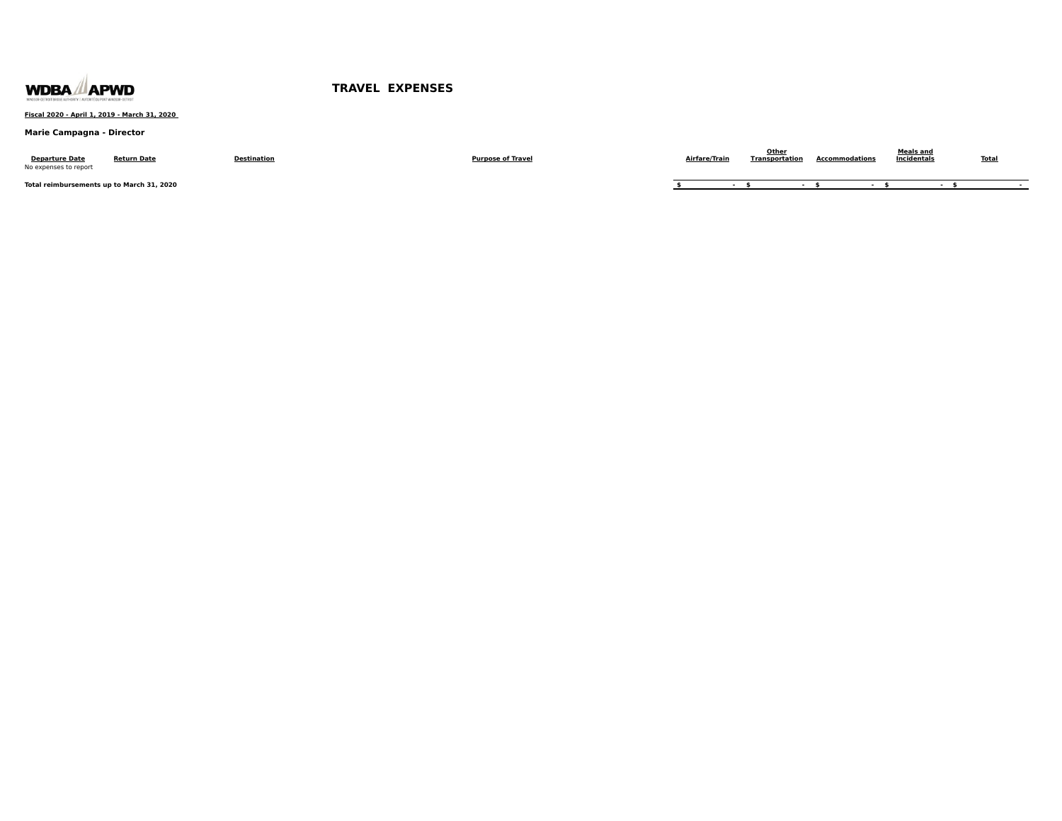# TRAVEL EXPENSES

**Fiscal 2020 - April 1, 2019 - March 31, 2020**

**Marie Campagna - Director**

| Departure Date | Return Date | Destination | Purpose of Travel | Airfare/Train | Other Transportation | Accommodations | Meals and Incidentals | Total |
|---|---|---|---|---|---|---|---|---|
| No expenses to report | | | | | | | | |
| **Total reimbursements up to March 31, 2020** | | | | **$ -** | **$ -** | **$ -** | **$ -** | **$ -** |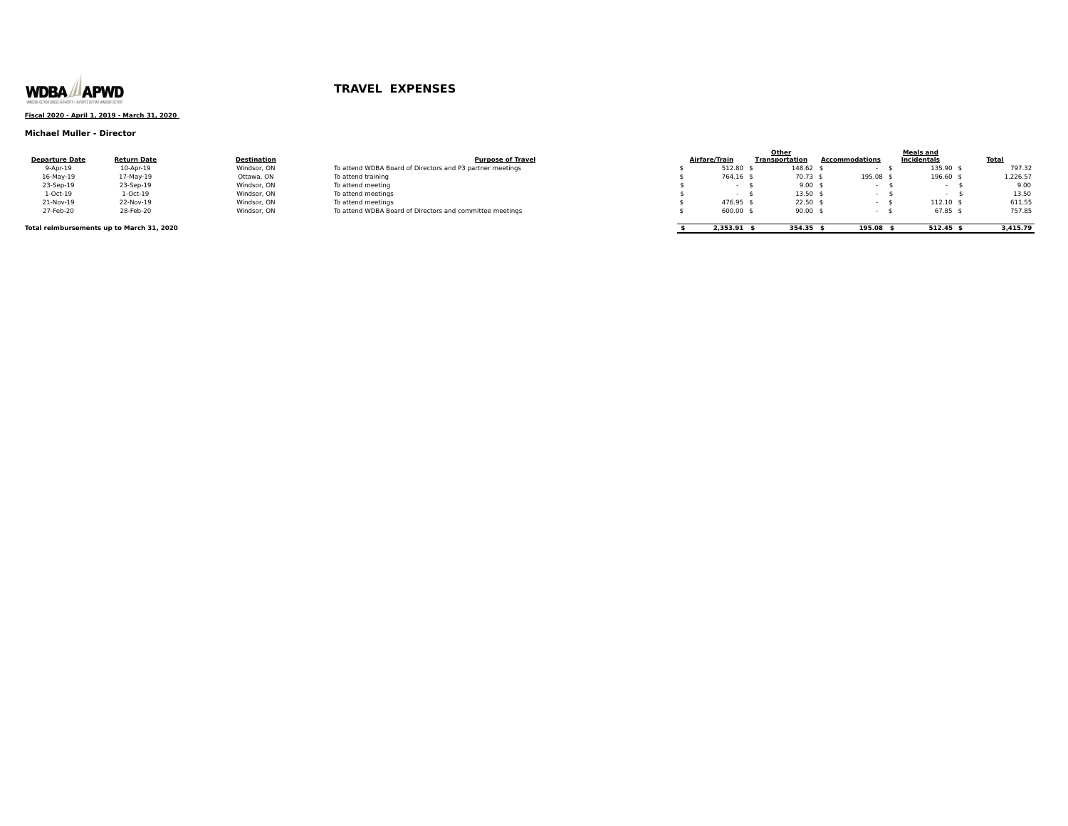WDBA APWD

# TRAVEL EXPENSES

**Fiscal 2020 - April 1, 2019 - March 31, 2020**

**Michael Muller - Director**

| Departure Date | Return Date | Destination | Purpose of Travel | Airfare/Train | Other Transportation | Accommodations | Meals and Incidentals | Total |
|---|---|---|---|---|---|---|---|---|
| 9-Apr-19 | 10-Apr-19 | Windsor, ON | To attend WDBA Board of Directors and P3 partner meetings | $ 512.80 | $ 148.62 | $ - | $ 135.90 | $ 797.32 |
| 16-May-19 | 17-May-19 | Ottawa, ON | To attend training | $ 764.16 | $ 70.73 | $ 195.08 | $ 196.60 | $ 1,226.57 |
| 23-Sep-19 | 23-Sep-19 | Windsor, ON | To attend meeting | $ - | $ 9.00 | $ - | $ - | $ 9.00 |
| 1-Oct-19 | 1-Oct-19 | Windsor, ON | To attend meetings | $ - | $ 13.50 | $ - | $ - | $ 13.50 |
| 21-Nov-19 | 22-Nov-19 | Windsor, ON | To attend meetings | $ 476.95 | $ 22.50 | $ - | $ 112.10 | $ 611.55 |
| 27-Feb-20 | 28-Feb-20 | Windsor, ON | To attend WDBA Board of Directors and committee meetings | $ 600.00 | $ 90.00 | $ - | $ 67.85 | $ 757.85 |
| **Total reimbursements up to March 31, 2020** | | | | **$ 2,353.91** | **$ 354.35** | **$ 195.08** | **$ 512.45** | **$ 3,415.79** |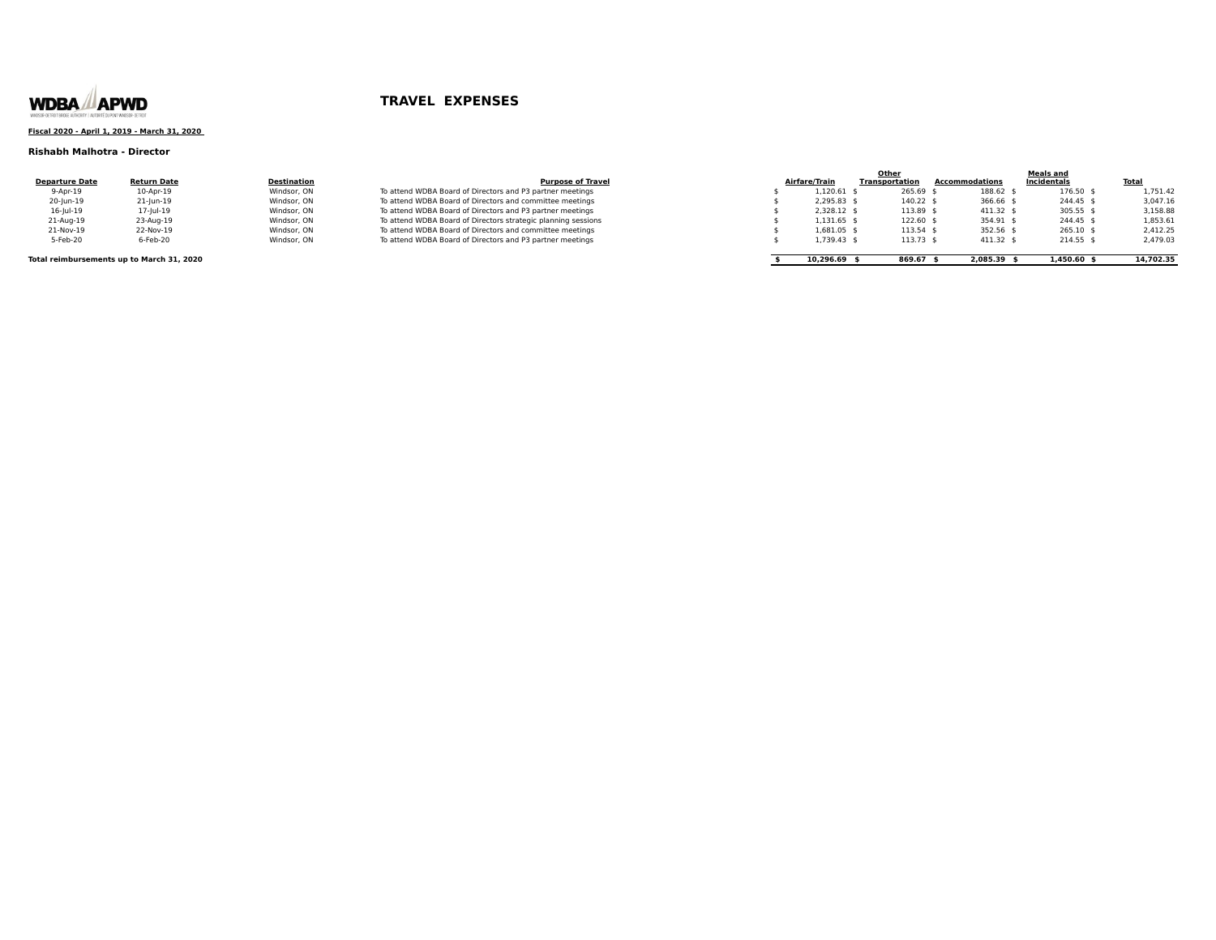WDBA APWD

# TRAVEL EXPENSES

**Fiscal 2020 - April 1, 2019 - March 31, 2020**

**Rishabh Malhotra - Director**

| Departure Date | Return Date | Destination | Purpose of Travel | Airfare/Train | Other Transportation | Accommodations | Meals and Incidentals | Total |
|---|---|---|---|---|---|---|---|---|
| 9-Apr-19 | 10-Apr-19 | Windsor, ON | To attend WDBA Board of Directors and P3 partner meetings | $ 1,120.61 | $ 265.69 | $ 188.62 | $ 176.50 | $ 1,751.42 |
| 20-Jun-19 | 21-Jun-19 | Windsor, ON | To attend WDBA Board of Directors and committee meetings | $ 2,295.83 | $ 140.22 | $ 366.66 | $ 244.45 | $ 3,047.16 |
| 16-Jul-19 | 17-Jul-19 | Windsor, ON | To attend WDBA Board of Directors and P3 partner meetings | $ 2,328.12 | $ 113.89 | $ 411.32 | $ 305.55 | $ 3,158.88 |
| 21-Aug-19 | 23-Aug-19 | Windsor, ON | To attend WDBA Board of Directors strategic planning sessions | $ 1,131.65 | $ 122.60 | $ 354.91 | $ 244.45 | $ 1,853.61 |
| 21-Nov-19 | 22-Nov-19 | Windsor, ON | To attend WDBA Board of Directors and committee meetings | $ 1,681.05 | $ 113.54 | $ 352.56 | $ 265.10 | $ 2,412.25 |
| 5-Feb-20 | 6-Feb-20 | Windsor, ON | To attend WDBA Board of Directors and P3 partner meetings | $ 1,739.43 | $ 113.73 | $ 411.32 | $ 214.55 | $ 2,479.03 |
| **Total reimbursements up to March 31, 2020** | | | | **$ 10,296.69** | **$ 869.67** | **$ 2,085.39** | **$ 1,450.60** | **$ 14,702.35** |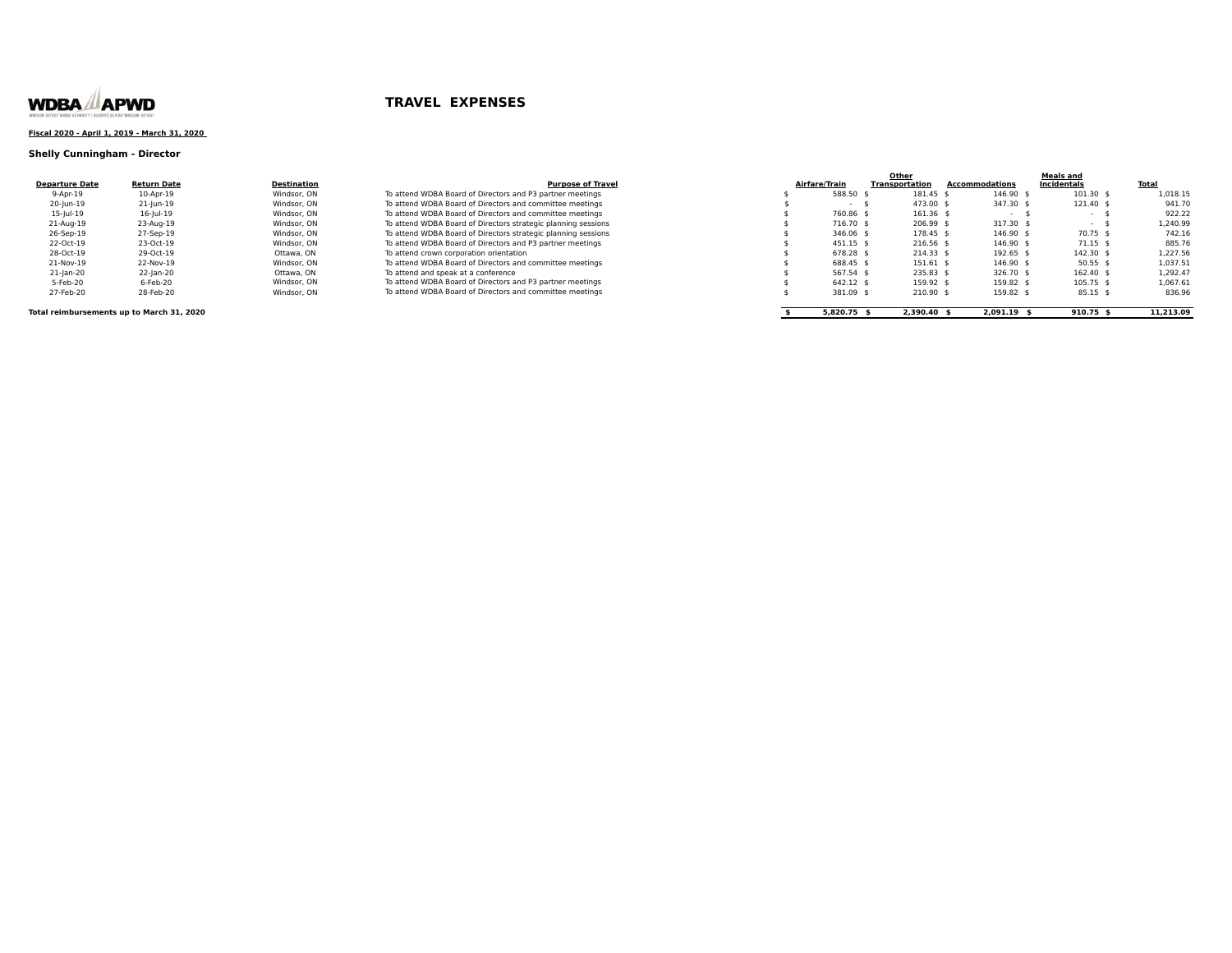WDBA APWD

# TRAVEL EXPENSES

**Fiscal 2020 - April 1, 2019 - March 31, 2020**

**Shelly Cunningham - Director**

| Departure Date | Return Date | Destination | Purpose of Travel | Airfare/Train | Other Transportation | Accommodations | Meals and Incidentals | Total |
|---|---|---|---|---|---|---|---|---|
| 9-Apr-19 | 10-Apr-19 | Windsor, ON | To attend WDBA Board of Directors and P3 partner meetings | $ 588.50 | $ 181.45 | $ 146.90 | $ 101.30 | $ 1,018.15 |
| 20-Jun-19 | 21-Jun-19 | Windsor, ON | To attend WDBA Board of Directors and committee meetings | $ - | $ 473.00 | $ 347.30 | $ 121.40 | $ 941.70 |
| 15-Jul-19 | 16-Jul-19 | Windsor, ON | To attend WDBA Board of Directors and committee meetings | $ 760.86 | $ 161.36 | $ - | $ - | $ 922.22 |
| 21-Aug-19 | 23-Aug-19 | Windsor, ON | To attend WDBA Board of Directors strategic planning sessions | $ 716.70 | $ 206.99 | $ 317.30 | $ - | $ 1,240.99 |
| 26-Sep-19 | 27-Sep-19 | Windsor, ON | To attend WDBA Board of Directors strategic planning sessions | $ 346.06 | $ 178.45 | $ 146.90 | $ 70.75 | $ 742.16 |
| 22-Oct-19 | 23-Oct-19 | Windsor, ON | To attend WDBA Board of Directors and P3 partner meetings | $ 451.15 | $ 216.56 | $ 146.90 | $ 71.15 | $ 885.76 |
| 28-Oct-19 | 29-Oct-19 | Ottawa, ON | To attend crown corporation orientation | $ 678.28 | $ 214.33 | $ 192.65 | $ 142.30 | $ 1,227.56 |
| 21-Nov-19 | 22-Nov-19 | Windsor, ON | To attend WDBA Board of Directors and committee meetings | $ 688.45 | $ 151.61 | $ 146.90 | $ 50.55 | $ 1,037.51 |
| 21-Jan-20 | 22-Jan-20 | Ottawa, ON | To attend and speak at a conference | $ 567.54 | $ 235.83 | $ 326.70 | $ 162.40 | $ 1,292.47 |
| 5-Feb-20 | 6-Feb-20 | Windsor, ON | To attend WDBA Board of Directors and P3 partner meetings | $ 642.12 | $ 159.92 | $ 159.82 | $ 105.75 | $ 1,067.61 |
| 27-Feb-20 | 28-Feb-20 | Windsor, ON | To attend WDBA Board of Directors and committee meetings | $ 381.09 | $ 210.90 | $ 159.82 | $ 85.15 | $ 836.96 |
| **Total reimbursements up to March 31, 2020** | | | | **$ 5,820.75** | **$ 2,390.40** | **$ 2,091.19** | **$ 910.75** | **$ 11,213.09** |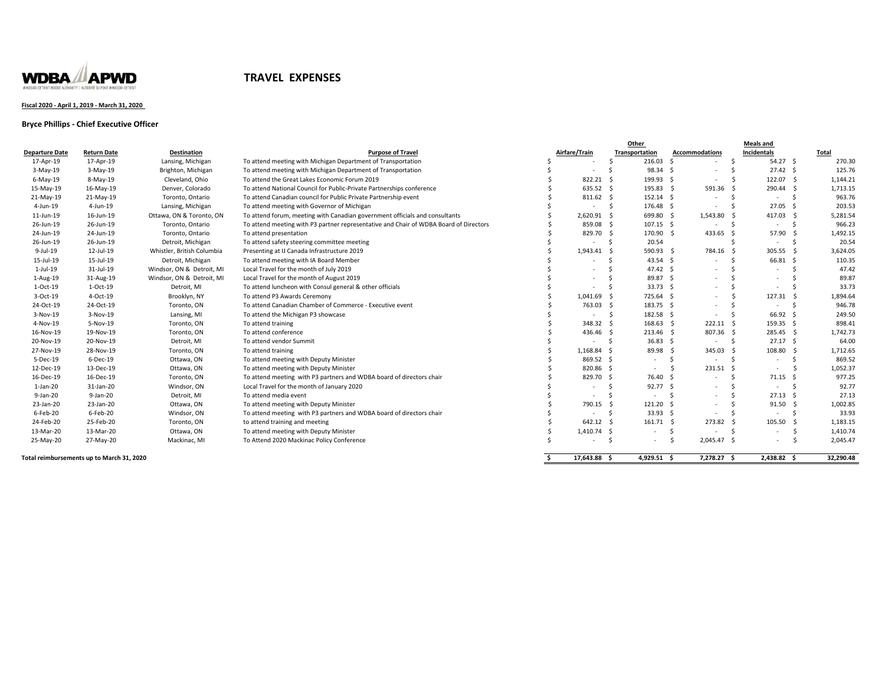WDBA APWD

WINDSOR-DETROIT BRIDGE AUTHORITY | AUTORITÉ DU PONT WINDSOR-DÉTROIT

# TRAVEL EXPENSES

**Fiscal 2020 - April 1, 2019 - March 31, 2020**

**Bryce Phillips - Chief Executive Officer**

| Departure Date | Return Date | Destination | Purpose of Travel | Airfare/Train | Other Transportation | Accommodations | Meals and Incidentals | Total |
|---|---|---|---|---|---|---|---|---|
| 17-Apr-19 | 17-Apr-19 | Lansing, Michigan | To attend meeting with Michigan Department of Transportation | $ - | $ 216.03 | $ - | $ 54.27 | $ 270.30 |
| 3-May-19 | 3-May-19 | Brighton, Michigan | To attend meeting with Michigan Department of Transportation | $ - | $ 98.34 | $ - | $ 27.42 | $ 125.76 |
| 6-May-19 | 8-May-19 | Cleveland, Ohio | To attend the Great Lakes Economic Forum 2019 | $ 822.21 | $ 199.93 | $ - | $ 122.07 | $ 1,144.21 |
| 15-May-19 | 16-May-19 | Denver, Colorado | To attend National Council for Public-Private Partnerships conference | $ 635.52 | $ 195.83 | $ 591.36 | $ 290.44 | $ 1,713.15 |
| 21-May-19 | 21-May-19 | Toronto, Ontario | To attend Canadian council for Public Private Partnership event | $ 811.62 | $ 152.14 | $ - | $ - | $ 963.76 |
| 4-Jun-19 | 4-Jun-19 | Lansing, Michigan | To attend meeting with Governor of Michigan | $ - | $ 176.48 | $ - | $ 27.05 | $ 203.53 |
| 11-Jun-19 | 16-Jun-19 | Ottawa, ON & Toronto, ON | To attend forum, meeting with Canadian government officials and consultants | $ 2,620.91 | $ 699.80 | $ 1,543.80 | $ 417.03 | $ 5,281.54 |
| 26-Jun-19 | 26-Jun-19 | Toronto, Ontario | To attend meeting with P3 partner representative and Chair of WDBA Board of Directors | $ 859.08 | $ 107.15 | $ - | $ - | $ 966.23 |
| 24-Jun-19 | 24-Jun-19 | Toronto, Ontario | To attend presentation | $ 829.70 | $ 170.90 | $ 433.65 | $ 57.90 | $ 1,492.15 |
| 26-Jun-19 | 26-Jun-19 | Detroit, Michigan | To attend safety steering committee meeting | $ - | $ 20.54 | | $ - | $ 20.54 |
| 9-Jul-19 | 12-Jul-19 | Whistler, British Columbia | Presenting at IJ Canada Infrastructure 2019 | $ 1,943.41 | $ 590.93 | $ 784.16 | $ 305.55 | $ 3,624.05 |
| 15-Jul-19 | 15-Jul-19 | Detroit, Michigan | To attend meeting with IA Board Member | $ - | $ 43.54 | $ - | $ 66.81 | $ 110.35 |
| 1-Jul-19 | 31-Jul-19 | Windsor, ON & Detroit, MI | Local Travel for the month of July 2019 | $ - | $ 47.42 | $ - | $ - | $ 47.42 |
| 1-Aug-19 | 31-Aug-19 | Windsor, ON & Detroit, MI | Local Travel for the month of August 2019 | $ - | $ 89.87 | $ - | $ - | $ 89.87 |
| 1-Oct-19 | 1-Oct-19 | Detroit, MI | To attend luncheon with Consul general & other officials | $ - | $ 33.73 | $ - | $ - | $ 33.73 |
| 3-Oct-19 | 4-Oct-19 | Brooklyn, NY | To attend P3 Awards Ceremony | $ 1,041.69 | $ 725.64 | $ - | $ 127.31 | $ 1,894.64 |
| 24-Oct-19 | 24-Oct-19 | Toronto, ON | To attend Canadian Chamber of Commerce - Executive event | $ 763.03 | $ 183.75 | $ - | $ - | $ 946.78 |
| 3-Nov-19 | 3-Nov-19 | Lansing, MI | To attend the Michigan P3 showcase | $ - | $ 182.58 | $ - | $ 66.92 | $ 249.50 |
| 4-Nov-19 | 5-Nov-19 | Toronto, ON | To attend training | $ 348.32 | $ 168.63 | $ 222.11 | $ 159.35 | $ 898.41 |
| 16-Nov-19 | 19-Nov-19 | Toronto, ON | To attend conference | $ 436.46 | $ 213.46 | $ 807.36 | $ 285.45 | $ 1,742.73 |
| 20-Nov-19 | 20-Nov-19 | Detroit, MI | To attend vendor Summit | $ - | $ 36.83 | $ - | $ 27.17 | $ 64.00 |
| 27-Nov-19 | 28-Nov-19 | Toronto, ON | To attend training | $ 1,168.84 | $ 89.98 | $ 345.03 | $ 108.80 | $ 1,712.65 |
| 5-Dec-19 | 6-Dec-19 | Ottawa, ON | To attend meeting with Deputy Minister | $ 869.52 | $ - | $ - | $ - | $ 869.52 |
| 12-Dec-19 | 13-Dec-19 | Ottawa, ON | To attend meeting with Deputy Minister | $ 820.86 | $ - | $ 231.51 | $ - | $ 1,052.37 |
| 16-Dec-19 | 16-Dec-19 | Toronto, ON | To attend meeting with P3 partners and WDBA board of directors chair | $ 829.70 | $ 76.40 | $ - | $ 71.15 | $ 977.25 |
| 1-Jan-20 | 31-Jan-20 | Windsor, ON | Local Travel for the month of January 2020 | $ - | $ 92.77 | $ - | $ - | $ 92.77 |
| 9-Jan-20 | 9-Jan-20 | Detroit, MI | To attend media event | $ - | $ - | $ - | $ 27.13 | $ 27.13 |
| 23-Jan-20 | 23-Jan-20 | Ottawa, ON | To attend meeting with Deputy Minister | $ 790.15 | $ 121.20 | $ - | $ 91.50 | $ 1,002.85 |
| 6-Feb-20 | 6-Feb-20 | Windsor, ON | To attend meeting with P3 partners and WDBA board of directors chair | $ - | $ 33.93 | $ - | $ - | $ 33.93 |
| 24-Feb-20 | 25-Feb-20 | Toronto, ON | to attend training and meeting | $ 642.12 | $ 161.71 | $ 273.82 | $ 105.50 | $ 1,183.15 |
| 13-Mar-20 | 13-Mar-20 | Ottawa, ON | To attend meeting with Deputy Minister | $ 1,410.74 | $ - | $ - | $ - | $ 1,410.74 |
| 25-May-20 | 27-May-20 | Mackinac, MI | To Attend 2020 Mackinac Policy Conference | $ - | $ - | $ 2,045.47 | $ - | $ 2,045.47 |
| **Total reimbursements up to March 31, 2020** | | | | **$ 17,643.88** | **$ 4,929.51** | **$ 7,278.27** | **$ 2,438.82** | **$ 32,290.48** |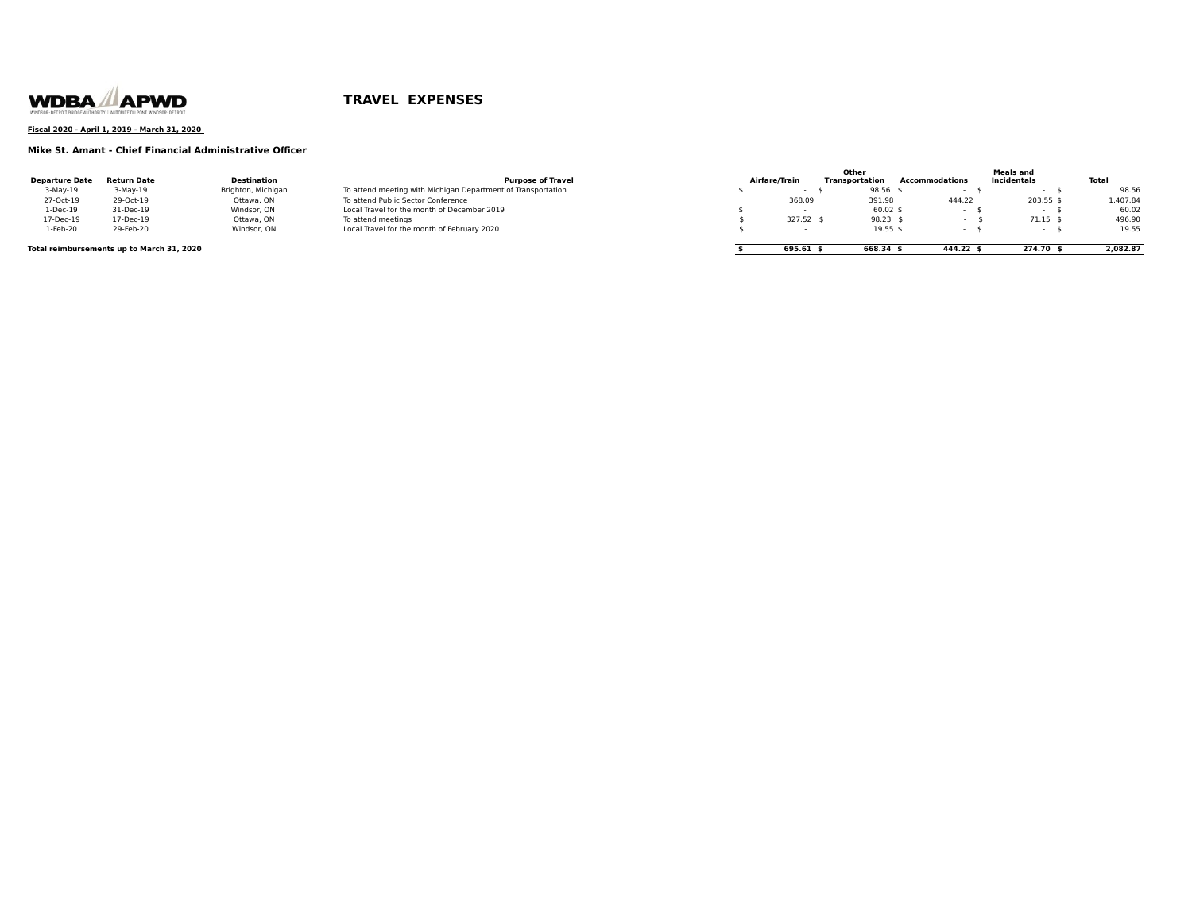WDBA APWD

WINDSOR-DETROIT BRIDGE AUTHORITY | AUTORITÉ DU PONT WINDSOR-DETROIT

# TRAVEL EXPENSES

**Fiscal 2020 - April 1, 2019 - March 31, 2020**

**Mike St. Amant - Chief Financial Administrative Officer**

| Departure Date | Return Date | Destination | Purpose of Travel | Airfare/Train | Other Transportation | Accommodations | Meals and Incidentals | Total |
|---|---|---|---|---|---|---|---|---|
| 3-May-19 | 3-May-19 | Brighton, Michigan | To attend meeting with Michigan Department of Transportation | $ - | $ 98.56 | $ - | $ - | $ 98.56 |
| 27-Oct-19 | 29-Oct-19 | Ottawa, ON | To attend Public Sector Conference | 368.09 | 391.98 | 444.22 | 203.55 | $ 1,407.84 |
| 1-Dec-19 | 31-Dec-19 | Windsor, ON | Local Travel for the month of December 2019 | $ - | 60.02 | $ - | $ - | $ 60.02 |
| 17-Dec-19 | 17-Dec-19 | Ottawa, ON | To attend meetings | $ 327.52 | $ 98.23 | $ - | $ 71.15 | $ 496.90 |
| 1-Feb-20 | 29-Feb-20 | Windsor, ON | Local Travel for the month of February 2020 | $ - | 19.55 | $ - | $ - | $ 19.55 |
| **Total reimbursements up to March 31, 2020** | | | | **$ 695.61** | **$ 668.34** | **$ 444.22** | **$ 274.70** | **$ 2,082.87** |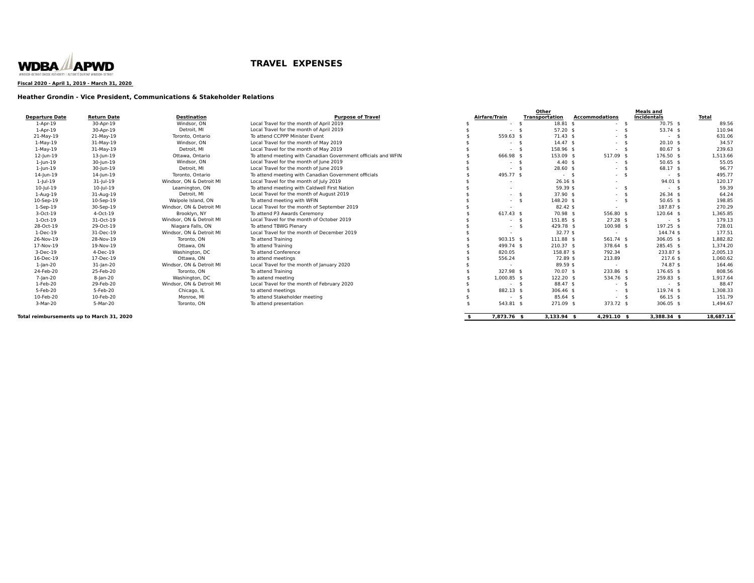WDBA APWD

WINDSOR-DETROIT BRIDGE AUTHORITY | AUTORITÉ DU PONT WINDSOR-DETROIT

# TRAVEL EXPENSES

**Fiscal 2020 - April 1, 2019 - March 31, 2020**

### Heather Grondin - Vice President, Communications & Stakeholder Relations

| Departure Date | Return Date | Destination | Purpose of Travel | Airfare/Train | Other Transportation | Accommodations | Meals and Incidentals | Total |
|---|---|---|---|---|---|---|---|---|
| 1-Apr-19 | 30-Apr-19 | Windsor, ON | Local Travel for the month of April 2019 | $ - | $ 18.81 | $ - | $ 70.75 | $ 89.56 |
| 1-Apr-19 | 30-Apr-19 | Detroit, MI | Local Travel for the month of April 2019 | $ - | $ 57.20 | $ - | $ 53.74 | $ 110.94 |
| 21-May-19 | 21-May-19 | Toronto, Ontario | To attend CCPPP Minister Event | $ 559.63 | $ 71.43 | $ - | $ - | $ 631.06 |
| 1-May-19 | 31-May-19 | Windsor, ON | Local Travel for the month of May 2019 | $ - | $ 14.47 | $ - | $ 20.10 | $ 34.57 |
| 1-May-19 | 31-May-19 | Detroit, MI | Local Travel for the month of May 2019 | $ - | $ 158.96 | $ - | $ 80.67 | $ 239.63 |
| 12-Jun-19 | 13-Jun-19 | Ottawa, Ontario | To attend meeting with Canadian Government officials and WFIN | $ 666.98 | $ 153.09 | $ 517.09 | $ 176.50 | $ 1,513.66 |
| 1-Jun-19 | 30-Jun-19 | Windsor, ON | Local Travel for the month of June 2019 | $ - | $ 4.40 | $ - | $ 50.65 | $ 55.05 |
| 1-Jun-19 | 30-Jun-19 | Detroit, MI | Local Travel for the month of June 2019 | $ - | $ 28.60 | $ - | $ 68.17 | $ 96.77 |
| 14-Jun-19 | 14-Jun-19 | Toronto, Ontario | To attend meeting with Canadian Government officials | $ 495.77 | $ - | $ - | $ - | $ 495.77 |
| 1-Jul-19 | 31-Jul-19 | Windsor, ON & Detroit MI | Local Travel for the month of July 2019 | $ - | 26.16 | $ - | 94.01 | $ 120.17 |
| 10-Jul-19 | 10-Jul-19 | Leamington, ON | To attend meeting with Caldwell First Nation | $ - | 59.39 | $ - | $ - | $ 59.39 |
| 1-Aug-19 | 31-Aug-19 | Detroit, MI | Local Travel for the month of August 2019 | $ - | $ 37.90 | $ - | $ 26.34 | $ 64.24 |
| 10-Sep-19 | 10-Sep-19 | Walpole Island, ON | To attend meeting with WFIN | $ - | $ 148.20 | $ - | $ 50.65 | $ 198.85 |
| 1-Sep-19 | 30-Sep-19 | Windsor, ON & Detroit MI | Local Travel for the month of September 2019 | $ - | 82.42 | $ - | 187.87 | $ 270.29 |
| 3-Oct-19 | 4-Oct-19 | Brooklyn, NY | To attend P3 Awards Ceremony | $ 617.43 | $ 70.98 | $ 556.80 | $ 120.64 | $ 1,365.85 |
| 1-Oct-19 | 31-Oct-19 | Windsor, ON & Detroit MI | Local Travel for the month of October 2019 | $ - | $ 151.85 | $ 27.28 | $ - | $ 179.13 |
| 28-Oct-19 | 29-Oct-19 | Niagara Falls, ON | To attend TBWG Plenary | $ - | $ 429.78 | $ 100.98 | $ 197.25 | $ 728.01 |
| 1-Dec-19 | 31-Dec-19 | Windsor, ON & Detroit MI | Local Travel for the month of December 2019 | $ - | 32.77 | $ - | 144.74 | $ 177.51 |
| 26-Nov-19 | 28-Nov-19 | Toronto, ON | To attend Training | $ 903.15 | $ 111.88 | $ 561.74 | $ 306.05 | $ 1,882.82 |
| 17-Nov-19 | 19-Nov-19 | Ottawa, ON | To attend Training | $ 499.74 | $ 210.37 | $ 378.64 | $ 285.45 | $ 1,374.20 |
| 3-Dec-19 | 4-Dec-19 | Washington, DC | To attend Conference | $ 820.05 | 158.87 | $ 792.34 | 233.87 | $ 2,005.13 |
| 16-Dec-19 | 17-Dec-19 | Ottawa, ON | to attend meetings | $ 556.24 | 72.89 | $ 213.89 | 217.6 | $ 1,060.62 |
| 1-Jan-20 | 31-Jan-20 | Windsor, ON & Detroit MI | Local Travel for the month of January 2020 | $ - | 89.59 | $ - | 74.87 | $ 164.46 |
| 24-Feb-20 | 25-Feb-20 | Toronto, ON | To attend Training | $ 327.98 | $ 70.07 | $ 233.86 | $ 176.65 | $ 808.56 |
| 7-Jan-20 | 8-Jan-20 | Washington, DC | To aatend meeting | $ 1,000.85 | $ 122.20 | $ 534.76 | $ 259.83 | $ 1,917.64 |
| 1-Feb-20 | 29-Feb-20 | Windsor, ON & Detroit MI | Local Travel for the month of February 2020 | $ - | $ 88.47 | $ - | $ - | $ 88.47 |
| 5-Feb-20 | 5-Feb-20 | Chicago, IL | to attend meetings | $ 882.13 | $ 306.46 | $ - | $ 119.74 | $ 1,308.33 |
| 10-Feb-20 | 10-Feb-20 | Monroe, MI | To attend Stakeholder meeting | $ - | $ 85.64 | $ - | $ 66.15 | $ 151.79 |
| 3-Mar-20 | 5-Mar-20 | Toronto, ON | To attend presentation | $ 543.81 | $ 271.09 | $ 373.72 | $ 306.05 | $ 1,494.67 |
| **Total reimbursements up to March 31, 2020** | | | | **$ 7,873.76** | **$ 3,133.94** | **$ 4,291.10** | **$ 3,388.34** | **$ 18,687.14** |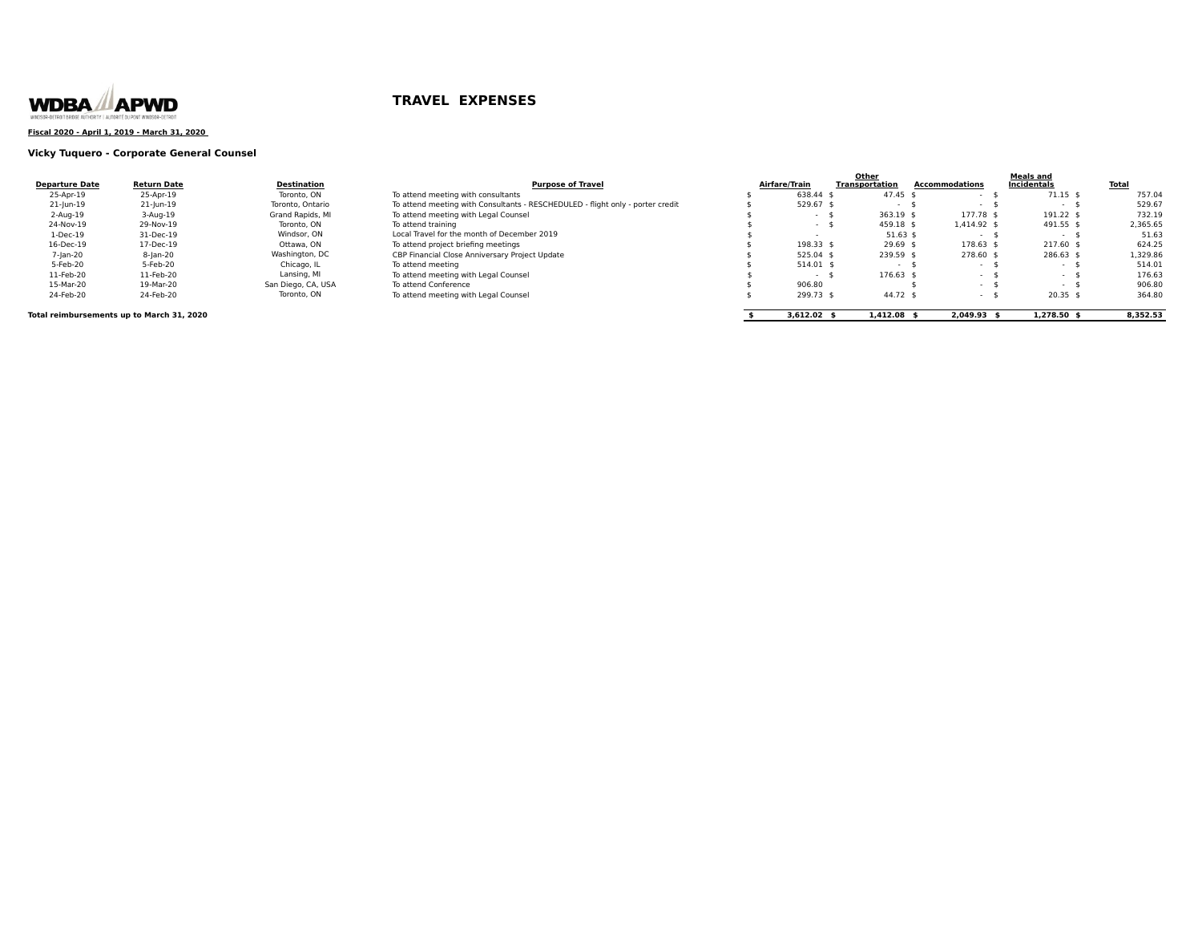WDBA APWD

WINDSOR-DETROIT BRIDGE AUTHORITY | AUTORITÉ DU PONT WINDSOR-DETROIT

# TRAVEL EXPENSES

**Fiscal 2020 - April 1, 2019 - March 31, 2020**

### Vicky Tuquero - Corporate General Counsel

| Departure Date | Return Date | Destination | Purpose of Travel | Airfare/Train | Other Transportation | Accommodations | Meals and Incidentals | Total |
|---|---|---|---|---|---|---|---|---|
| 25-Apr-19 | 25-Apr-19 | Toronto, ON | To attend meeting with consultants | $ 638.44 | $ 47.45 | $ - | $ 71.15 | $ 757.04 |
| 21-Jun-19 | 21-Jun-19 | Toronto, Ontario | To attend meeting with Consultants - RESCHEDULED - flight only - porter credit | $ 529.67 | $ - | $ - | $ - | $ 529.67 |
| 2-Aug-19 | 3-Aug-19 | Grand Rapids, MI | To attend meeting with Legal Counsel | $ - | $ 363.19 | $ 177.78 | $ 191.22 | $ 732.19 |
| 24-Nov-19 | 29-Nov-19 | Toronto, ON | To attend training | $ - | $ 459.18 | $ 1,414.92 | $ 491.55 | $ 2,365.65 |
| 1-Dec-19 | 31-Dec-19 | Windsor, ON | Local Travel for the month of December 2019 | $ - | 51.63 | $ - | $ - | $ 51.63 |
| 16-Dec-19 | 17-Dec-19 | Ottawa, ON | To attend project briefing meetings | $ 198.33 | $ 29.69 | $ 178.63 | $ 217.60 | $ 624.25 |
| 7-Jan-20 | 8-Jan-20 | Washington, DC | CBP Financial Close Anniversary Project Update | $ 525.04 | $ 239.59 | $ 278.60 | $ 286.63 | $ 1,329.86 |
| 5-Feb-20 | 5-Feb-20 | Chicago, IL | To attend meeting | $ 514.01 | $ - | $ - | $ - | $ 514.01 |
| 11-Feb-20 | 11-Feb-20 | Lansing, MI | To attend meeting with Legal Counsel | $ - | $ 176.63 | $ - | $ - | $ 176.63 |
| 15-Mar-20 | 19-Mar-20 | San Diego, CA, USA | To attend Conference | $ 906.80 | | $ - | $ - | $ 906.80 |
| 24-Feb-20 | 24-Feb-20 | Toronto, ON | To attend meeting with Legal Counsel | $ 299.73 | $ 44.72 | $ - | $ 20.35 | $ 364.80 |
| **Total reimbursements up to March 31, 2020** | | | | **$ 3,612.02** | **$ 1,412.08** | **$ 2,049.93** | **$ 1,278.50** | **$ 8,352.53** |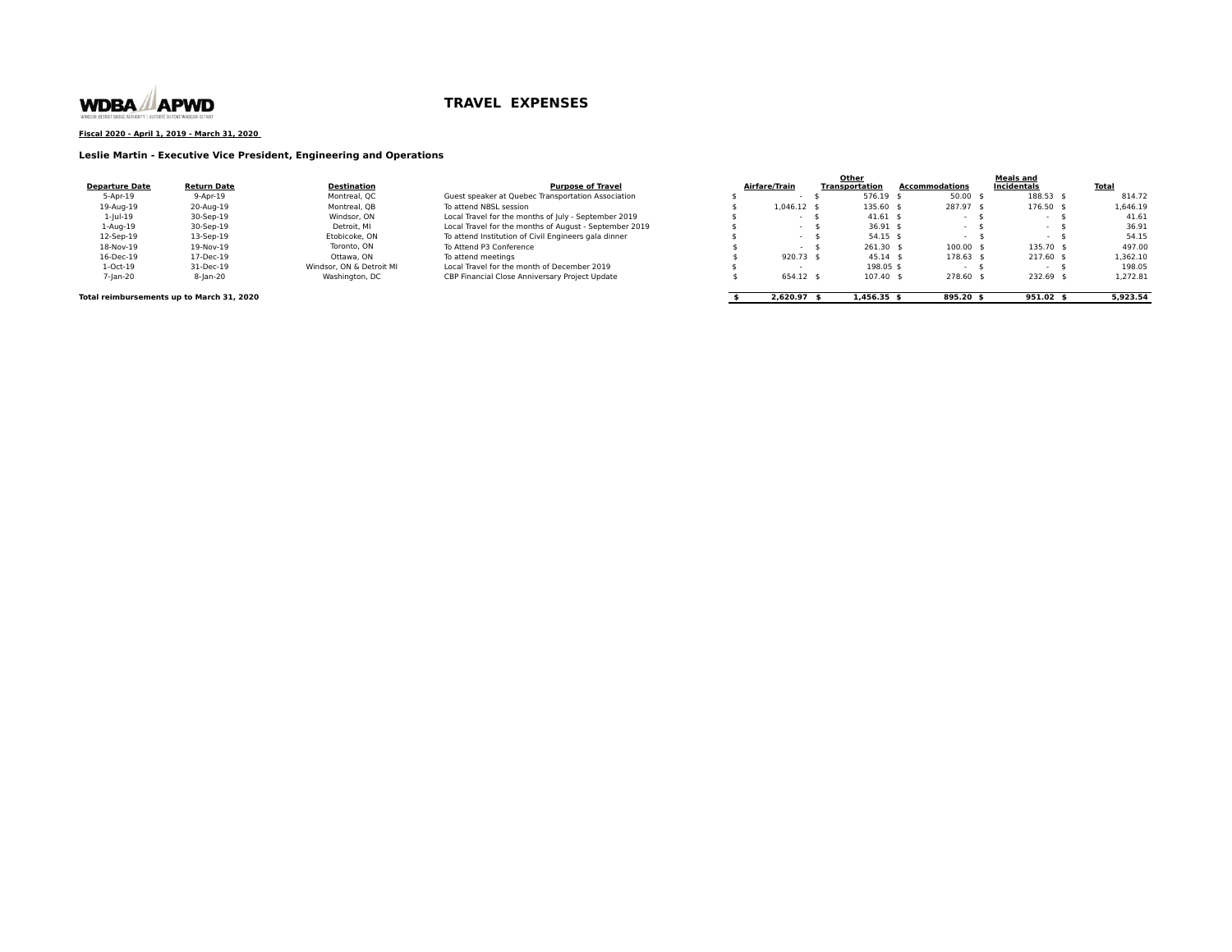WDBA APWD
WINDSOR-DETROIT BRIDGE AUTHORITY | AUTORITÉ DU PONT WINDSOR-DETROIT

# TRAVEL EXPENSES

**Fiscal 2020 - April 1, 2019 - March 31, 2020**

**Leslie Martin - Executive Vice President, Engineering and Operations**

| Departure Date | Return Date | Destination | Purpose of Travel | Airfare/Train | Other Transportation | Accommodations | Meals and Incidentals | Total |
|---|---|---|---|---|---|---|---|---|
| 5-Apr-19 | 9-Apr-19 | Montreal, QC | Guest speaker at Quebec Transportation Association | $ - | $ 576.19 | $ 50.00 | $ 188.53 | $ 814.72 |
| 19-Aug-19 | 20-Aug-19 | Montreal, QB | To attend NBSL session | $ 1,046.12 | $ 135.60 | $ 287.97 | $ 176.50 | $ 1,646.19 |
| 1-Jul-19 | 30-Sep-19 | Windsor, ON | Local Travel for the months of July - September 2019 | $ - | $ 41.61 | $ - | $ - | $ 41.61 |
| 1-Aug-19 | 30-Sep-19 | Detroit, MI | Local Travel for the months of August - September 2019 | $ - | $ 36.91 | $ - | $ - | $ 36.91 |
| 12-Sep-19 | 13-Sep-19 | Etobicoke, ON | To attend Institution of Civil Engineers gala dinner | $ - | $ 54.15 | $ - | $ - | $ 54.15 |
| 18-Nov-19 | 19-Nov-19 | Toronto, ON | To Attend P3 Conference | $ - | $ 261.30 | $ 100.00 | $ 135.70 | $ 497.00 |
| 16-Dec-19 | 17-Dec-19 | Ottawa, ON | To attend meetings | $ 920.73 | $ 45.14 | $ 178.63 | $ 217.60 | $ 1,362.10 |
| 1-Oct-19 | 31-Dec-19 | Windsor, ON & Detroit MI | Local Travel for the month of December 2019 | $ - | 198.05 | $ - | $ - | $ 198.05 |
| 7-Jan-20 | 8-Jan-20 | Washington, DC | CBP Financial Close Anniversary Project Update | $ 654.12 | $ 107.40 | $ 278.60 | $ 232.69 | $ 1,272.81 |
| **Total reimbursements up to March 31, 2020** | | | | **$ 2,620.97** | **$ 1,456.35** | **$ 895.20** | **$ 951.02** | **$ 5,923.54** |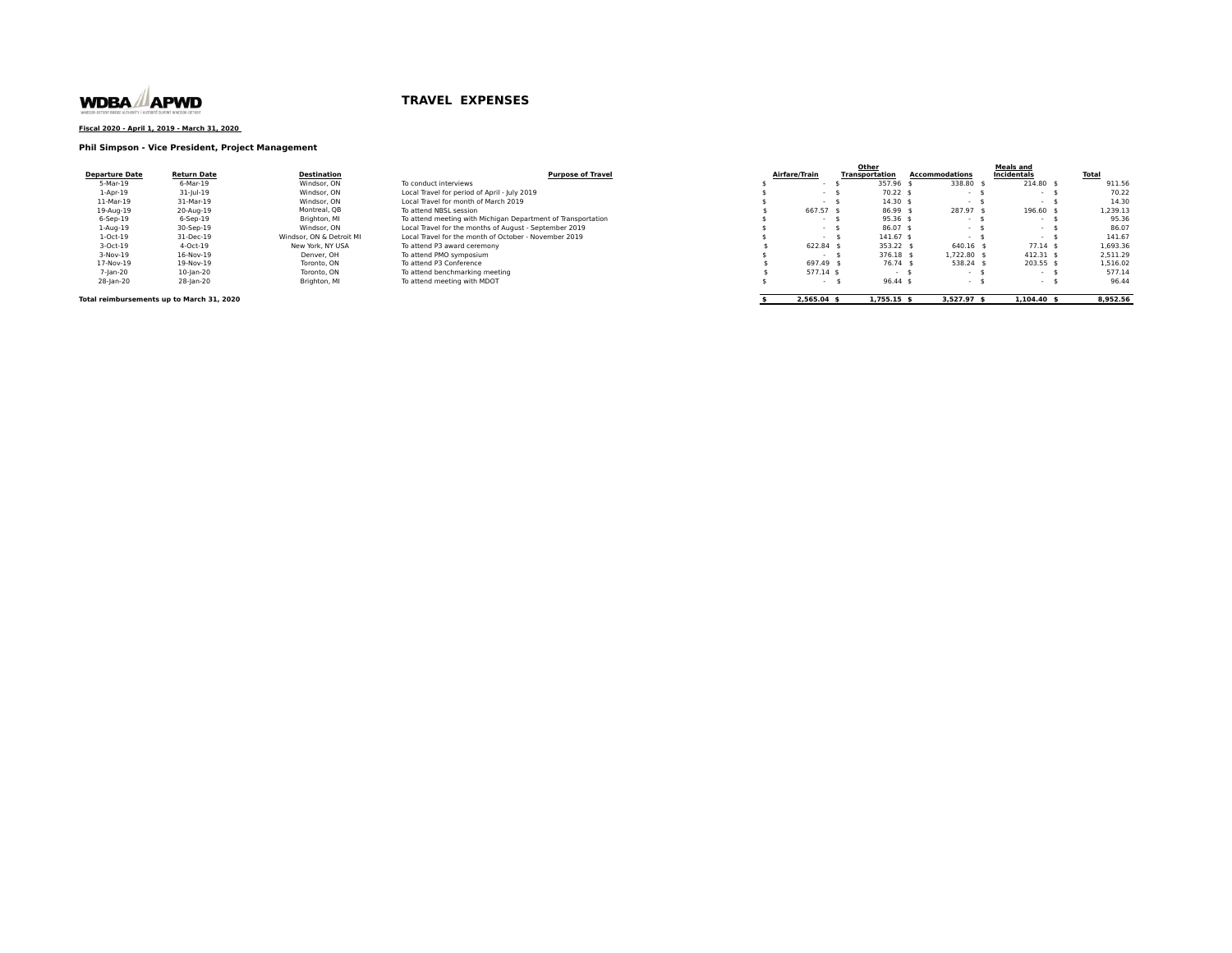WDBA APWD

# TRAVEL EXPENSES

**Fiscal 2020 - April 1, 2019 - March 31, 2020**

**Phil Simpson - Vice President, Project Management**

| Departure Date | Return Date | Destination | Purpose of Travel | Airfare/Train | Other Transportation | Accommodations | Meals and Incidentals | Total |
|---|---|---|---|---|---|---|---|---|
| 5-Mar-19 | 6-Mar-19 | Windsor, ON | To conduct interviews | $ - | $ 357.96 | $ 338.80 | $ 214.80 | $ 911.56 |
| 1-Apr-19 | 31-Jul-19 | Windsor, ON | Local Travel for period of April - July 2019 | $ - | $ 70.22 | $ - | $ - | $ 70.22 |
| 11-Mar-19 | 31-Mar-19 | Windsor, ON | Local Travel for month of March 2019 | $ - | $ 14.30 | $ - | $ - | $ 14.30 |
| 19-Aug-19 | 20-Aug-19 | Montreal, QB | To attend NBSL session | $ 667.57 | $ 86.99 | $ 287.97 | $ 196.60 | $ 1,239.13 |
| 6-Sep-19 | 6-Sep-19 | Brighton, MI | To attend meeting with Michigan Department of Transportation | $ - | $ 95.36 | $ - | $ - | $ 95.36 |
| 1-Aug-19 | 30-Sep-19 | Windsor, ON | Local Travel for the months of August - September 2019 | $ - | $ 86.07 | $ - | $ - | $ 86.07 |
| 1-Oct-19 | 31-Dec-19 | Windsor, ON & Detroit MI | Local Travel for the month of October - November 2019 | $ - | $ 141.67 | $ - | $ - | $ 141.67 |
| 3-Oct-19 | 4-Oct-19 | New York, NY USA | To attend P3 award ceremony | $ 622.84 | $ 353.22 | $ 640.16 | $ 77.14 | $ 1,693.36 |
| 3-Nov-19 | 16-Nov-19 | Denver, OH | To attend PMO symposium | $ - | $ 376.18 | $ 1,722.80 | $ 412.31 | $ 2,511.29 |
| 17-Nov-19 | 19-Nov-19 | Toronto, ON | To attend P3 Conference | $ 697.49 | $ 76.74 | $ 538.24 | $ 203.55 | $ 1,516.02 |
| 7-Jan-20 | 10-Jan-20 | Toronto, ON | To attend benchmarking meeting | $ 577.14 | $ - | $ - | $ - | $ 577.14 |
| 28-Jan-20 | 28-Jan-20 | Brighton, MI | To attend meeting with MDOT | $ - | $ 96.44 | $ - | $ - | $ 96.44 |
| **Total reimbursements up to March 31, 2020** | | | | **$ 2,565.04** | **$ 1,755.15** | **$ 3,527.97** | **$ 1,104.40** | **$ 8,952.56** |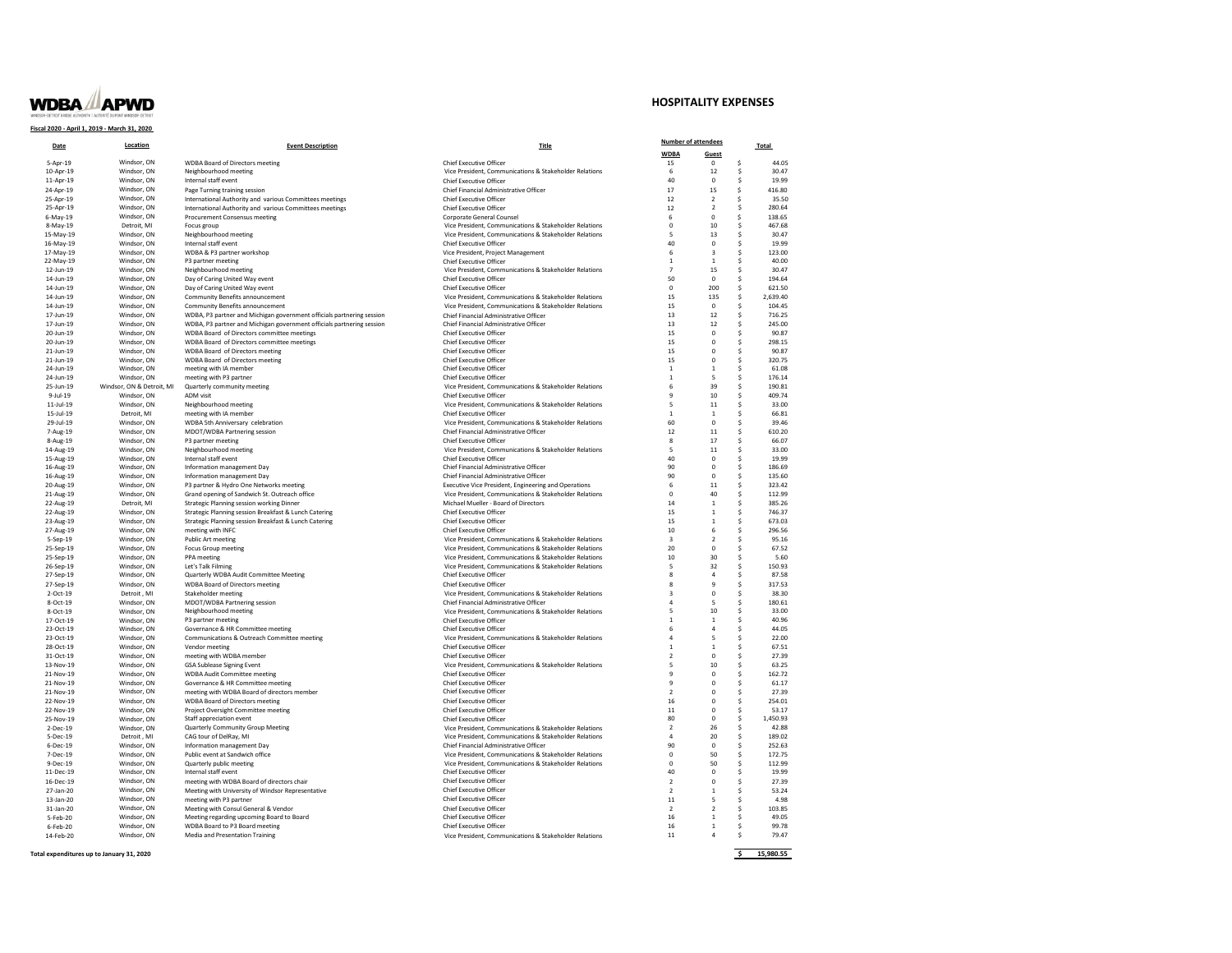WDBA APWD

# HOSPITALITY EXPENSES

**Fiscal 2020 - April 1, 2019 - March 31, 2020**

| Date | Location | Event Description | Title | Number of attendees WDBA | Guest | Total |
|---|---|---|---|---|---|---|
| 5-Apr-19 | Windsor, ON | WDBA Board of Directors meeting | Chief Executive Officer | 15 | 0 | $ 44.05 |
| 10-Apr-19 | Windsor, ON | Neighbourhood meeting | Vice President, Communications & Stakeholder Relations | 6 | 12 | $ 30.47 |
| 11-Apr-19 | Windsor, ON | Internal staff event | Chief Executive Officer | 40 | 0 | $ 19.99 |
| 24-Apr-19 | Windsor, ON | Page Turning training session | Chief Financial Administrative Officer | 17 | 15 | $ 416.80 |
| 25-Apr-19 | Windsor, ON | International Authority and various Committees meetings | Chief Executive Officer | 12 | 2 | $ 35.50 |
| 25-Apr-19 | Windsor, ON | International Authority and various Committees meetings | Chief Executive Officer | 12 | 2 | $ 280.64 |
| 6-May-19 | Windsor, ON | Procurement Consensus meeting | Corporate General Counsel | 6 | 0 | $ 138.65 |
| 8-May-19 | Detroit, MI | Focus group | Vice President, Communications & Stakeholder Relations | 0 | 10 | $ 467.68 |
| 15-May-19 | Windsor, ON | Neighbourhood meeting | Vice President, Communications & Stakeholder Relations | 5 | 13 | $ 30.47 |
| 16-May-19 | Windsor, ON | Internal staff event | Chief Executive Officer | 40 | 0 | $ 19.99 |
| 17-May-19 | Windsor, ON | WDBA & P3 partner workshop | Vice President, Project Management | 6 | 3 | $ 123.00 |
| 22-May-19 | Windsor, ON | P3 partner meeting | Chief Executive Officer | 1 | 1 | $ 40.00 |
| 12-Jun-19 | Windsor, ON | Neighbourhood meeting | Vice President, Communications & Stakeholder Relations | 7 | 15 | $ 30.47 |
| 14-Jun-19 | Windsor, ON | Day of Caring United Way event | Chief Executive Officer | 50 | 0 | $ 194.64 |
| 14-Jun-19 | Windsor, ON | Day of Caring United Way event | Chief Executive Officer | 0 | 200 | $ 621.50 |
| 14-Jun-19 | Windsor, ON | Community Benefits announcement | Vice President, Communications & Stakeholder Relations | 15 | 135 | $ 2,639.40 |
| 14-Jun-19 | Windsor, ON | Community Benefits announcement | Vice President, Communications & Stakeholder Relations | 15 | 0 | $ 104.45 |
| 17-Jun-19 | Windsor, ON | WDBA, P3 partner and Michigan government officials partnering session | Chief Financial Administrative Officer | 13 | 12 | $ 716.25 |
| 17-Jun-19 | Windsor, ON | WDBA, P3 partner and Michigan government officials partnering session | Chief Financial Administrative Officer | 13 | 12 | $ 245.00 |
| 20-Jun-19 | Windsor, ON | WDBA Board of Directors committee meetings | Chief Executive Officer | 15 | 0 | $ 90.87 |
| 20-Jun-19 | Windsor, ON | WDBA Board of Directors committee meetings | Chief Executive Officer | 15 | 0 | $ 298.15 |
| 21-Jun-19 | Windsor, ON | WDBA Board of Directors meeting | Chief Executive Officer | 15 | 0 | $ 90.87 |
| 21-Jun-19 | Windsor, ON | WDBA Board of Directors meeting | Chief Executive Officer | 15 | 0 | $ 320.75 |
| 24-Jun-19 | Windsor, ON | meeting with IA member | Chief Executive Officer | 1 | 1 | $ 61.08 |
| 24-Jun-19 | Windsor, ON | meeting with P3 partner | Chief Executive Officer | 1 | 5 | $ 176.14 |
| 25-Jun-19 | Windsor, ON & Detroit, MI | Quarterly community meeting | Vice President, Communications & Stakeholder Relations | 6 | 39 | $ 190.81 |
| 9-Jul-19 | Windsor, ON | ADM visit | Chief Executive Officer | 9 | 10 | $ 409.74 |
| 11-Jul-19 | Windsor, ON | Neighbourhood meeting | Vice President, Communications & Stakeholder Relations | 5 | 11 | $ 33.00 |
| 15-Jul-19 | Detroit, MI | meeting with IA member | Chief Executive Officer | 1 | 1 | $ 66.81 |
| 29-Jul-19 | Windsor, ON | WDBA 5th Anniversary celebration | Vice President, Communications & Stakeholder Relations | 60 | 0 | $ 39.46 |
| 7-Aug-19 | Windsor, ON | MDOT/WDBA Partnering session | Chief Financial Administrative Officer | 12 | 11 | $ 610.20 |
| 8-Aug-19 | Windsor, ON | P3 partner meeting | Chief Executive Officer | 8 | 17 | $ 66.07 |
| 14-Aug-19 | Windsor, ON | Neighbourhood meeting | Vice President, Communications & Stakeholder Relations | 5 | 11 | $ 33.00 |
| 15-Aug-19 | Windsor, ON | Internal staff event | Chief Executive Officer | 40 | 0 | $ 19.99 |
| 16-Aug-19 | Windsor, ON | Information management Day | Chief Financial Administrative Officer | 90 | 0 | $ 186.69 |
| 16-Aug-19 | Windsor, ON | Information management Day | Chief Financial Administrative Officer | 90 | 0 | $ 135.60 |
| 20-Aug-19 | Windsor, ON | P3 partner & Hydro One Networks meeting | Executive Vice President, Engineering and Operations | 6 | 11 | $ 323.42 |
| 21-Aug-19 | Windsor, ON | Grand opening of Sandwich St. Outreach office | Vice President, Communications & Stakeholder Relations | 0 | 40 | $ 112.99 |
| 22-Aug-19 | Detroit, MI | Strategic Planning session working Dinner | Michael Mueller - Board of Directors | 14 | 1 | $ 385.26 |
| 22-Aug-19 | Windsor, ON | Strategic Planning session Breakfast & Lunch Catering | Chief Executive Officer | 15 | 1 | $ 746.37 |
| 23-Aug-19 | Windsor, ON | Strategic Planning session Breakfast & Lunch Catering | Chief Executive Officer | 15 | 1 | $ 673.03 |
| 27-Aug-19 | Windsor, ON | meeting with INFC | Chief Executive Officer | 10 | 6 | $ 296.56 |
| 5-Sep-19 | Windsor, ON | Public Art meeting | Vice President, Communications & Stakeholder Relations | 3 | 2 | $ 95.16 |
| 25-Sep-19 | Windsor, ON | Focus Group meeting | Vice President, Communications & Stakeholder Relations | 20 | 0 | $ 67.52 |
| 25-Sep-19 | Windsor, ON | PPA meeting | Vice President, Communications & Stakeholder Relations | 10 | 30 | $ 5.60 |
| 26-Sep-19 | Windsor, ON | Let's Talk Filming | Vice President, Communications & Stakeholder Relations | 5 | 32 | $ 150.93 |
| 27-Sep-19 | Windsor, ON | Quarterly WDBA Audit Committee Meeting | Chief Executive Officer | 8 | 4 | $ 87.58 |
| 27-Sep-19 | Windsor, ON | WDBA Board of Directors meeting | Chief Executive Officer | 8 | 9 | $ 317.53 |
| 2-Oct-19 | Detroit , MI | Stakeholder meeting | Vice President, Communications & Stakeholder Relations | 3 | 0 | $ 38.30 |
| 8-Oct-19 | Windsor, ON | MDOT/WDBA Partnering session | Chief Financial Administrative Officer | 4 | 5 | $ 180.61 |
| 8-Oct-19 | Windsor, ON | Neighbourhood meeting | Vice President, Communications & Stakeholder Relations | 5 | 10 | $ 33.00 |
| 17-Oct-19 | Windsor, ON | P3 partner meeting | Chief Executive Officer | 1 | 1 | $ 40.96 |
| 23-Oct-19 | Windsor, ON | Governance & HR Committee meeting | Chief Executive Officer | 6 | 4 | $ 44.05 |
| 23-Oct-19 | Windsor, ON | Communications & Outreach Committee meeting | Vice President, Communications & Stakeholder Relations | 4 | 5 | $ 22.00 |
| 28-Oct-19 | Windsor, ON | Vendor meeting | Chief Executive Officer | 1 | 1 | $ 67.51 |
| 31-Oct-19 | Windsor, ON | meeting with WDBA member | Chief Executive Officer | 2 | 0 | $ 27.39 |
| 13-Nov-19 | Windsor, ON | GSA Sublease Signing Event | Vice President, Communications & Stakeholder Relations | 5 | 10 | $ 63.25 |
| 21-Nov-19 | Windsor, ON | WDBA Audit Committee meeting | Chief Executive Officer | 9 | 0 | $ 162.72 |
| 21-Nov-19 | Windsor, ON | Governance & HR Committee meeting | Chief Executive Officer | 9 | 0 | $ 61.17 |
| 21-Nov-19 | Windsor, ON | meeting with WDBA Board of directors member | Chief Executive Officer | 2 | 0 | $ 27.39 |
| 22-Nov-19 | Windsor, ON | WDBA Board of Directors meeting | Chief Executive Officer | 16 | 0 | $ 254.01 |
| 22-Nov-19 | Windsor, ON | Project Oversight Committee meeting | Chief Executive Officer | 11 | 0 | $ 53.17 |
| 25-Nov-19 | Windsor, ON | Staff appreciation event | Chief Executive Officer | 80 | 0 | $ 1,450.93 |
| 2-Dec-19 | Windsor, ON | Quarterly Community Group Meeting | Vice President, Communications & Stakeholder Relations | 2 | 26 | $ 42.88 |
| 5-Dec-19 | Detroit , MI | CAG tour of DelRay, MI | Vice President, Communications & Stakeholder Relations | 4 | 20 | $ 189.02 |
| 6-Dec-19 | Windsor, ON | Information management Day | Chief Financial Administrative Officer | 90 | 0 | $ 252.63 |
| 7-Dec-19 | Windsor, ON | Public event at Sandwich office | Vice President, Communications & Stakeholder Relations | 0 | 50 | $ 172.75 |
| 9-Dec-19 | Windsor, ON | Quarterly public meeting | Vice President, Communications & Stakeholder Relations | 0 | 50 | $ 112.99 |
| 11-Dec-19 | Windsor, ON | Internal staff event | Chief Executive Officer | 40 | 0 | $ 19.99 |
| 16-Dec-19 | Windsor, ON | meeting with WDBA Board of directors chair | Chief Executive Officer | 2 | 0 | $ 27.39 |
| 27-Jan-20 | Windsor, ON | Meeting with University of Windsor Representative | Chief Executive Officer | 2 | 1 | $ 53.24 |
| 13-Jan-20 | Windsor, ON | meeting with P3 partner | Chief Executive Officer | 11 | 5 | $ 4.98 |
| 31-Jan-20 | Windsor, ON | Meeting with Consul General & Vendor | Chief Executive Officer | 2 | 2 | $ 103.85 |
| 5-Feb-20 | Windsor, ON | Meeting regarding upcoming Board to Board | Chief Executive Officer | 16 | 1 | $ 49.05 |
| 6-Feb-20 | Windsor, ON | WDBA Board to P3 Board meeting | Chief Executive Officer | 16 | 1 | $ 99.78 |
| 14-Feb-20 | Windsor, ON | Media and Presentation Training | Vice President, Communications & Stakeholder Relations | 11 | 4 | $ 79.47 |

**Total expenditures up to January 31, 2020** **$ 15,980.55**